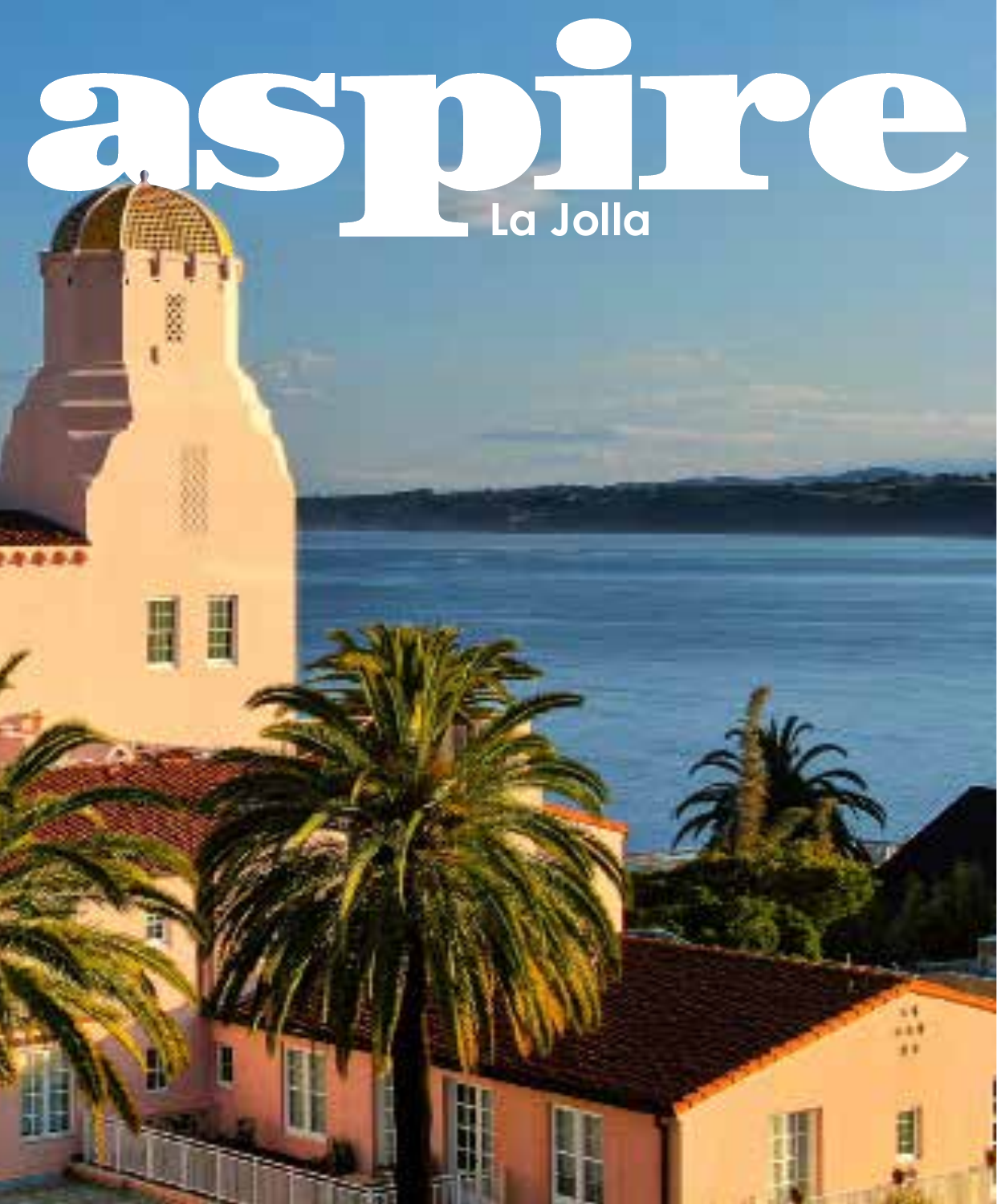# aspire

La Jolla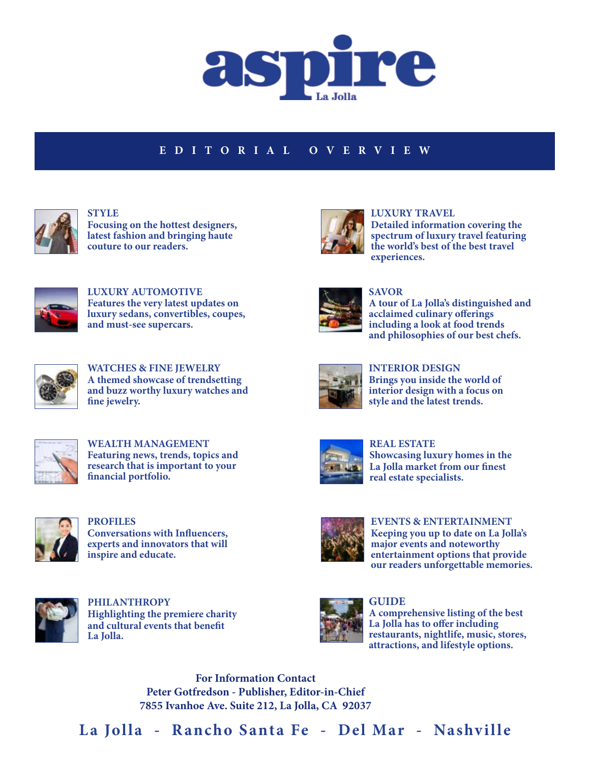# aspire

La Jolla

## EDITORIAL OVERVIEW

**STYLE**
Focusing on the hottest designers, latest fashion and bringing haute couture to our readers.

**LUXURY AUTOMOTIVE**
Features the very latest updates on luxury sedans, convertibles, coupes, and must-see supercars.

**WATCHES & FINE JEWELRY**
A themed showcase of trendsetting and buzz worthy luxury watches and fine jewelry.

**WEALTH MANAGEMENT**
Featuring news, trends, topics and research that is important to your financial portfolio.

**PROFILES**
Conversations with Influencers, experts and innovators that will inspire and educate.

**PHILANTHROPY**
Highlighting the premiere charity and cultural events that benefit La Jolla.

**LUXURY TRAVEL**
Detailed information covering the spectrum of luxury travel featuring the world's best of the best travel experiences.

**SAVOR**
A tour of La Jolla's distinguished and acclaimed culinary offerings including a look at food trends and philosophies of our best chefs.

**INTERIOR DESIGN**
Brings you inside the world of interior design with a focus on style and the latest trends.

**REAL ESTATE**
Showcasing luxury homes in the La Jolla market from our finest real estate specialists.

**EVENTS & ENTERTAINMENT**
Keeping you up to date on La Jolla's major events and noteworthy entertainment options that provide our readers unforgettable memories.

**GUIDE**
A comprehensive listing of the best La Jolla has to offer including restaurants, nightlife, music, stores, attractions, and lifestyle options.

**For Information Contact**
**Peter Gotfredson - Publisher, Editor-in-Chief**
**7855 Ivanhoe Ave. Suite 212, La Jolla, CA 92037**

**La Jolla - Rancho Santa Fe - Del Mar - Nashville**